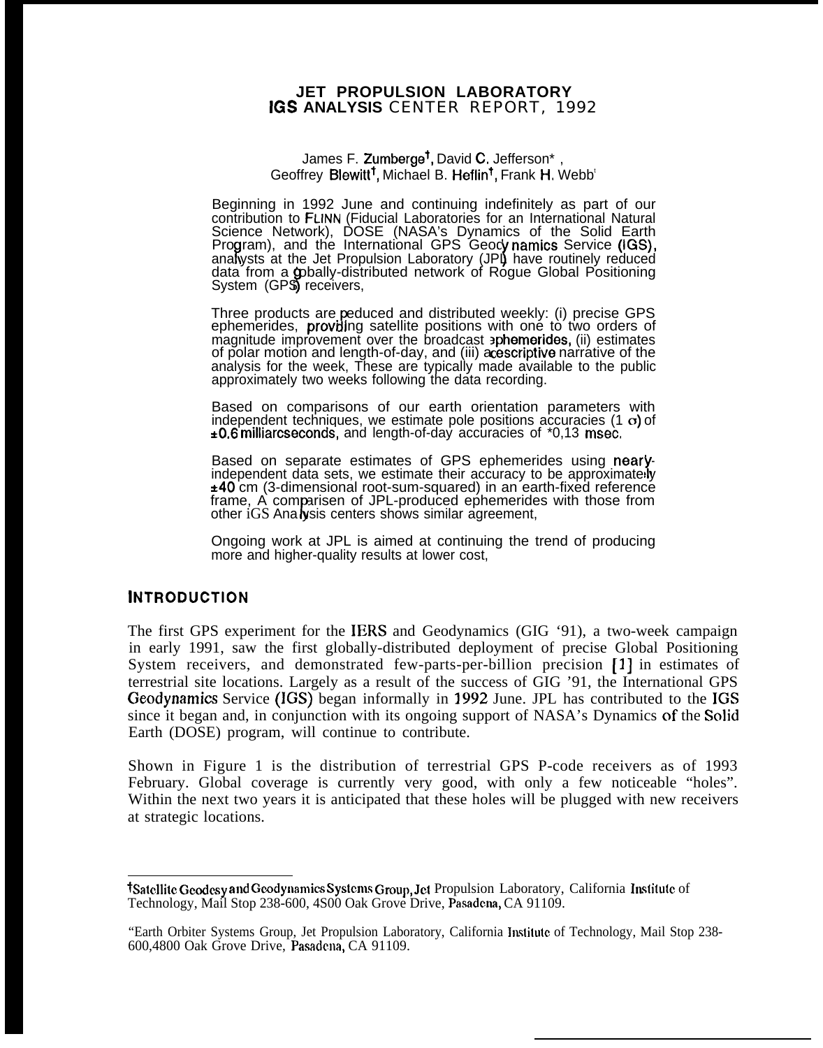# JET PROPULSION LABORATORY
# IGS ANALYSIS CENTER REPORT, 1992

James F. Zumberge[†], David C. Jefferson* , Geoffrey Blewitt[†], Michael B. Heflin[†], Frank H. Webb[†]

Beginning in 1992 June and continuing indefinitely as part of our contribution to FLINN (Fiducial Laboratories for an International Natural Science Network), DOSE (NASA's Dynamics of the Solid Earth Program), and the International GPS Geodynamics Service (IGS), analysts at the Jet Propulsion Laboratory (JPL) have routinely reduced data from a globally-distributed network of Rogue Global Positioning System (GPS) receivers,

Three products are produced and distributed weekly: (i) precise GPS ephemerides, providing satellite positions with one to two orders of magnitude improvement over the broadcast ephemerides, (ii) estimates of polar motion and length-of-day, and (iii) a descriptive narrative of the analysis for the week, These are typically made available to the public approximately two weeks following the data recording.

Based on comparisons of our earth orientation parameters with independent techniques, we estimate pole positions accuracies (1 σ) of ±0.6 milliarcseconds, and length-of-day accuracies of *0,13 msec.

Based on separate estimates of GPS ephemerides using nearly-independent data sets, we estimate their accuracy to be approximately ±40 cm (3-dimensional root-sum-squared) in an earth-fixed reference frame, A comparisen of JPL-produced ephemerides with those from other iGS Analysis centers shows similar agreement,

Ongoing work at JPL is aimed at continuing the trend of producing more and higher-quality results at lower cost,

## INTRODUCTION

The first GPS experiment for the IERS and Geodynamics (GIG '91), a two-week campaign in early 1991, saw the first globally-distributed deployment of precise Global Positioning System receivers, and demonstrated few-parts-per-billion precision [1] in estimates of terrestrial site locations. Largely as a result of the success of GIG '91, the International GPS Geodynamics Service (IGS) began informally in 1992 June. JPL has contributed to the IGS since it began and, in conjunction with its ongoing support of NASA's Dynamics of the Solid Earth (DOSE) program, will continue to contribute.

Shown in Figure 1 is the distribution of terrestrial GPS P-code receivers as of 1993 February. Global coverage is currently very good, with only a few noticeable "holes". Within the next two years it is anticipated that these holes will be plugged with new receivers at strategic locations.

---

[†]Satellite Geodesy and Geodynamics Systems Group, Jet Propulsion Laboratory, California Institute of Technology, Mail Stop 238-600, 4S00 Oak Grove Drive, Pasadena, CA 91109.

"Earth Orbiter Systems Group, Jet Propulsion Laboratory, California Institute of Technology, Mail Stop 238-600,4800 Oak Grove Drive, Pasadena, CA 91109.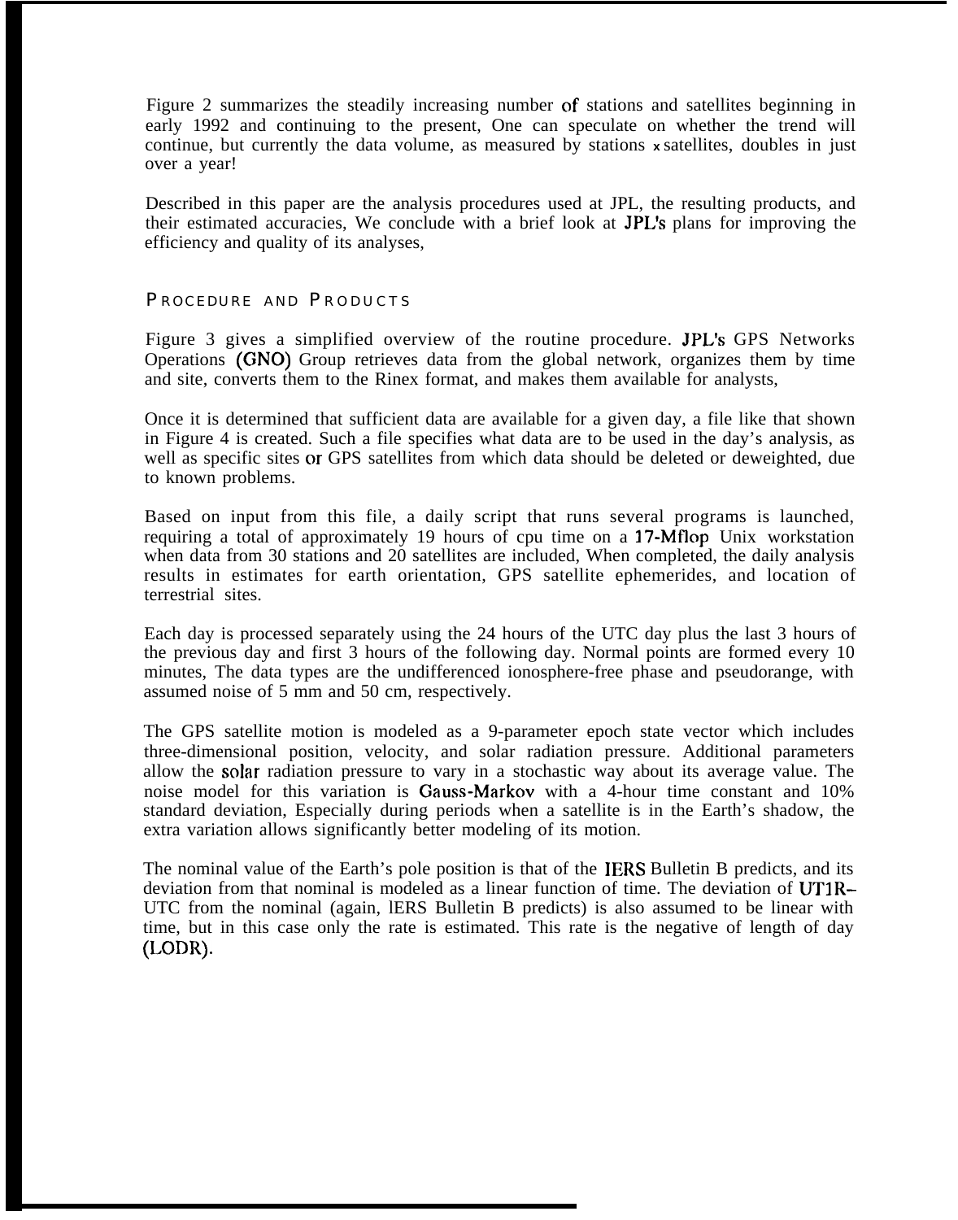Figure 2 summarizes the steadily increasing number of stations and satellites beginning in early 1992 and continuing to the present, One can speculate on whether the trend will continue, but currently the data volume, as measured by stations x satellites, doubles in just over a year!

Described in this paper are the analysis procedures used at JPL, the resulting products, and their estimated accuracies, We conclude with a brief look at JPL's plans for improving the efficiency and quality of its analyses,

## PROCEDURE AND PRODUCTS

Figure 3 gives a simplified overview of the routine procedure. JPL's GPS Networks Operations (GNO) Group retrieves data from the global network, organizes them by time and site, converts them to the Rinex format, and makes them available for analysts,

Once it is determined that sufficient data are available for a given day, a file like that shown in Figure 4 is created. Such a file specifies what data are to be used in the day's analysis, as well as specific sites or GPS satellites from which data should be deleted or deweighted, due to known problems.

Based on input from this file, a daily script that runs several programs is launched, requiring a total of approximately 19 hours of cpu time on a 17-Mflop Unix workstation when data from 30 stations and 20 satellites are included, When completed, the daily analysis results in estimates for earth orientation, GPS satellite ephemerides, and location of terrestrial sites.

Each day is processed separately using the 24 hours of the UTC day plus the last 3 hours of the previous day and first 3 hours of the following day. Normal points are formed every 10 minutes, The data types are the undifferenced ionosphere-free phase and pseudorange, with assumed noise of 5 mm and 50 cm, respectively.

The GPS satellite motion is modeled as a 9-parameter epoch state vector which includes three-dimensional position, velocity, and solar radiation pressure. Additional parameters allow the solar radiation pressure to vary in a stochastic way about its average value. The noise model for this variation is Gauss-Markov with a 4-hour time constant and 10% standard deviation, Especially during periods when a satellite is in the Earth's shadow, the extra variation allows significantly better modeling of its motion.

The nominal value of the Earth's pole position is that of the IERS Bulletin B predicts, and its deviation from that nominal is modeled as a linear function of time. The deviation of UT1R–UTC from the nominal (again, IERS Bulletin B predicts) is also assumed to be linear with time, but in this case only the rate is estimated. This rate is the negative of length of day (LODR).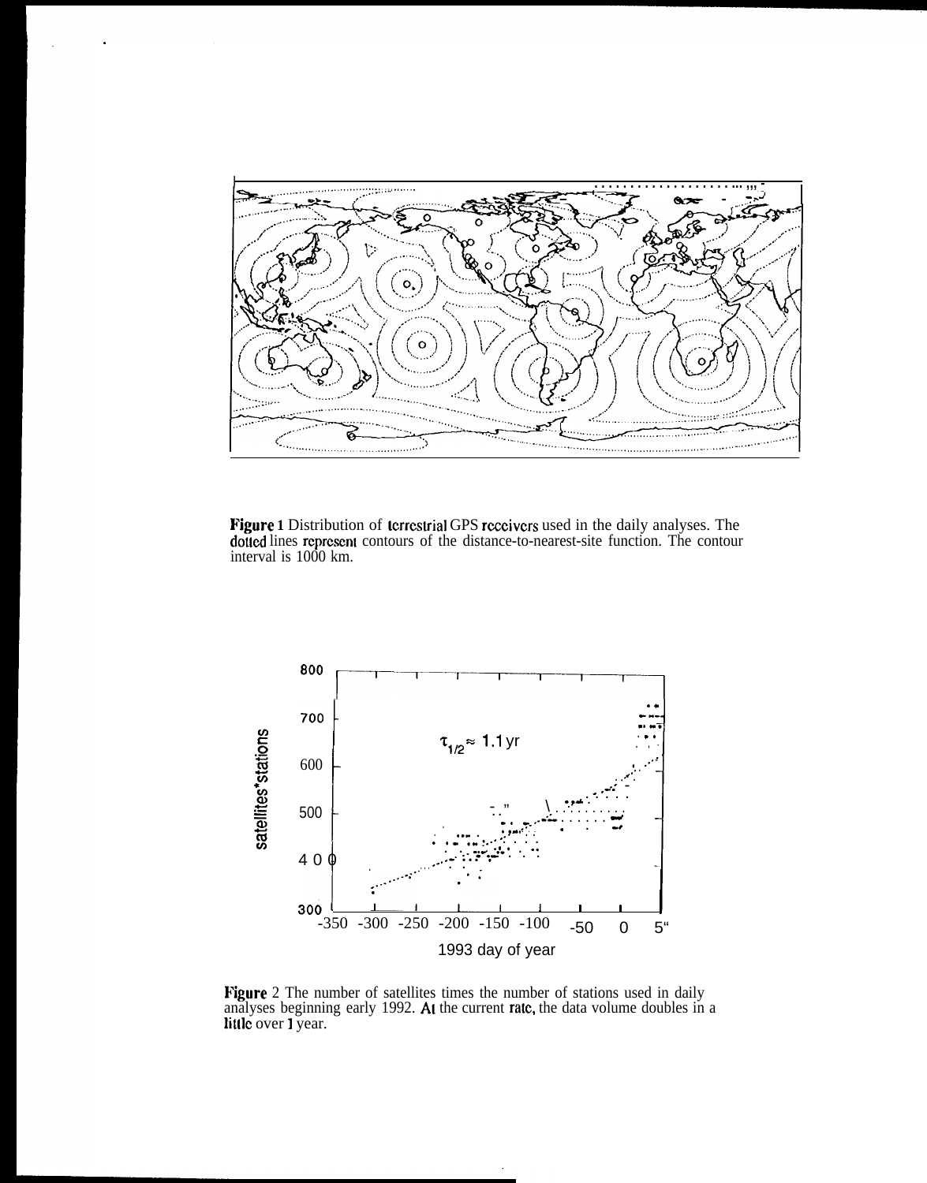**Figure 1** Distribution of terrestrial GPS receivers used in the daily analyses. The dotted lines represent contours of the distance-to-nearest-site function. The contour interval is 1000 km.

**Figure 2** The number of satellites times the number of stations used in daily analyses beginning early 1992. At the current rate, the data volume doubles in a little over 1 year.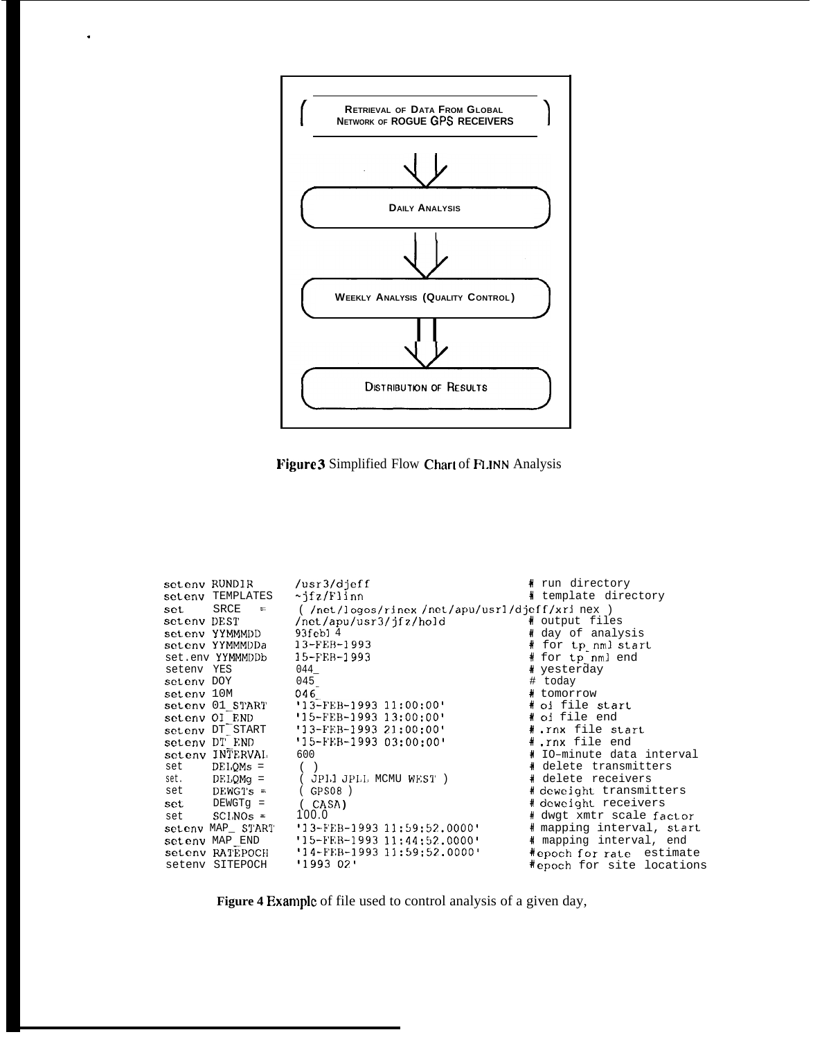RETRIEVAL OF DATA FROM GLOBAL NETWORK OF ROGUE GPS RECEIVERS

DAILY ANALYSIS

WEEKLY ANALYSIS (QUALITY CONTROL)

DISTRIBUTION OF RESULTS

**Figure 3** Simplified Flow Chart of FLINN Analysis

```
setenv RUNDIR       /usr3/djeff                                 # run directory
setenv TEMPLATES    ~jfz/Flinn                                  # template directory
set    SRCE    =    ( /net/logos/rinex /net/apu/usr1/djeff/xrinex )
setenv DEST         /net/apu/usr3/jfz/hold                      # output files
setenv YYMMMDD      93feb14                                     # day of analysis
setenv YYMMMDDa     13-FEB-1993                                 # for tp_nml start
set.env YYMMMDDb    15-FEB-1993                                 # for tp_nml end
setenv YES          044_                                        # yesterday
setenv DOY          045_                                        # today
setenv 10M          046_                                        # tomorrow
setenv 01_START     '13-FEB-1993 11:00:00'                      # oi file start
setenv OI_END       '15-FEB-1993 13:00:00'                      # oi file end
setenv DT_START     '13-FEB-1993 21:00:00'                      # .rnx file start
setenv DT_END       '15-FEB-1993 03:00:00'                      # .rnx file end
setenv INTERVAL     600                                         # IO-minute data interval
set    DELQMs =     ( )                                         # delete transmitters
set.   DELQMg =     ( JPL1 JPLL MCMU WEST )                     # delete receivers
set    DEWGTs =     ( GPS08 )                                   # deweight transmitters
set    DEWGTg =     ( CASA)                                     # deweight receivers
set    SCLNOs =     100.0                                       # dwgt xmtr scale factor
setenv MAP_ START   '13-FEB-1993 11:59:52.0000'                 # mapping interval, start
setenv MAP_END      '15-FEB-1993 11:44:52.0000'                 # mapping interval, end
setenv RATEPOCH     '14-FEB-1993 11:59:52.0000'                 #epoch for rate estimate
setenv SITEPOCH     '1993 02'                                   #epoch for site locations
```

**Figure 4** Example of file used to control analysis of a given day,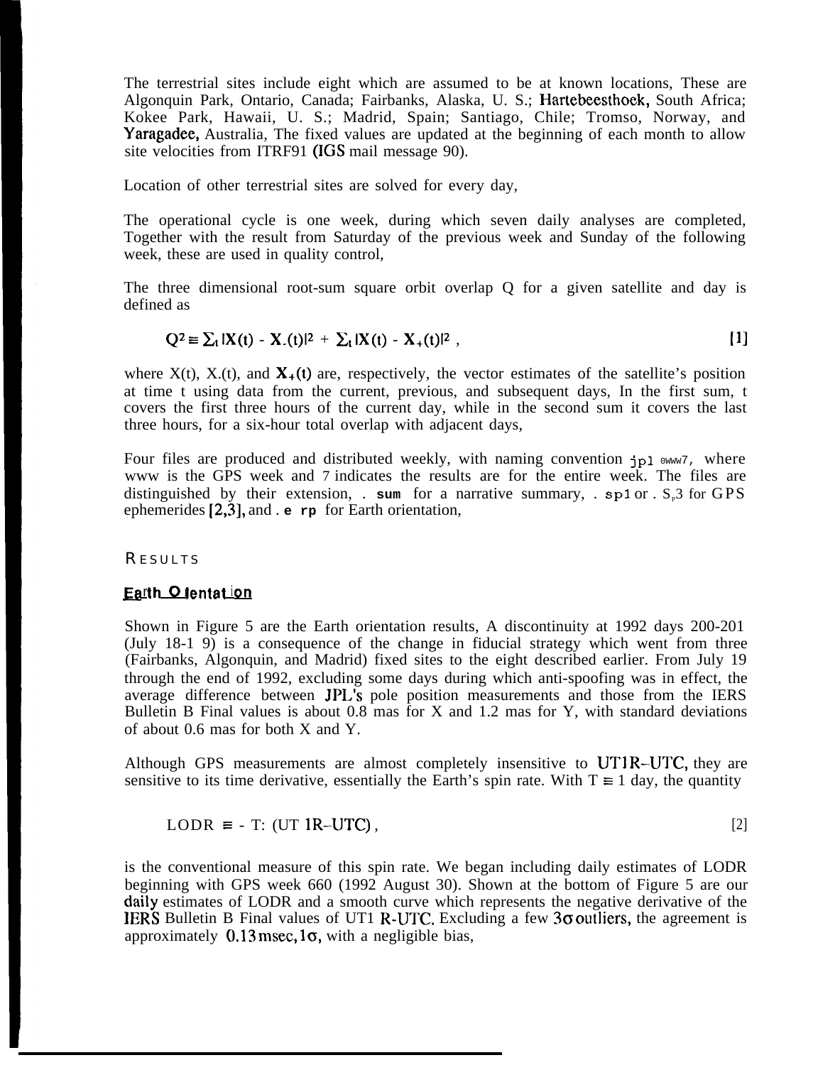The terrestrial sites include eight which are assumed to be at known locations, These are Algonquin Park, Ontario, Canada; Fairbanks, Alaska, U. S.; Hartebeesthoek, South Africa; Kokee Park, Hawaii, U. S.; Madrid, Spain; Santiago, Chile; Tromso, Norway, and Yaragadee, Australia, The fixed values are updated at the beginning of each month to allow site velocities from ITRF91 (IGS mail message 90).

Location of other terrestrial sites are solved for every day,

The operational cycle is one week, during which seven daily analyses are completed, Together with the result from Saturday of the previous week and Sunday of the following week, these are used in quality control,

The three dimensional root-sum square orbit overlap Q for a given satellite and day is defined as

$$Q^2 \equiv \sum_t |X(t) - X_-(t)|^2 + \sum_t |X(t) - X_+(t)|^2 , \quad [1]$$

where X(t), $X_-(t)$, and $X_+(t)$ are, respectively, the vector estimates of the satellite's position at time t using data from the current, previous, and subsequent days, In the first sum, t covers the first three hours of the current day, while in the second sum it covers the last three hours, for a six-hour total overlap with adjacent days,

Four files are produced and distributed weekly, with naming convention `jpl0www7`, where www is the GPS week and 7 indicates the results are for the entire week. The files are distinguished by their extension, `.sum` for a narrative summary, `.sp1` or `.Sp3` for GPS ephemerides [2,3], and `.erp` for Earth orientation,

## RESULTS

### Earth Orientation

Shown in Figure 5 are the Earth orientation results, A discontinuity at 1992 days 200-201 (July 18-19) is a consequence of the change in fiducial strategy which went from three (Fairbanks, Algonquin, and Madrid) fixed sites to the eight described earlier. From July 19 through the end of 1992, excluding some days during which anti-spoofing was in effect, the average difference between JPL's pole position measurements and those from the IERS Bulletin B Final values is about 0.8 mas for X and 1.2 mas for Y, with standard deviations of about 0.6 mas for both X and Y.

Although GPS measurements are almost completely insensitive to UT1R–UTC, they are sensitive to its time derivative, essentially the Earth's spin rate. With T ≡ 1 day, the quantity

$$\text{LODR} \equiv -T \cdot \frac{d}{dt}(\text{UT1R–UTC}) , \quad [2]$$

is the conventional measure of this spin rate. We began including daily estimates of LODR beginning with GPS week 660 (1992 August 30). Shown at the bottom of Figure 5 are our daily estimates of LODR and a smooth curve which represents the negative derivative of the IERS Bulletin B Final values of UT1 R-UTC. Excluding a few $3\sigma$ outliers, the agreement is approximately 0.13 msec, $1\sigma$, with a negligible bias,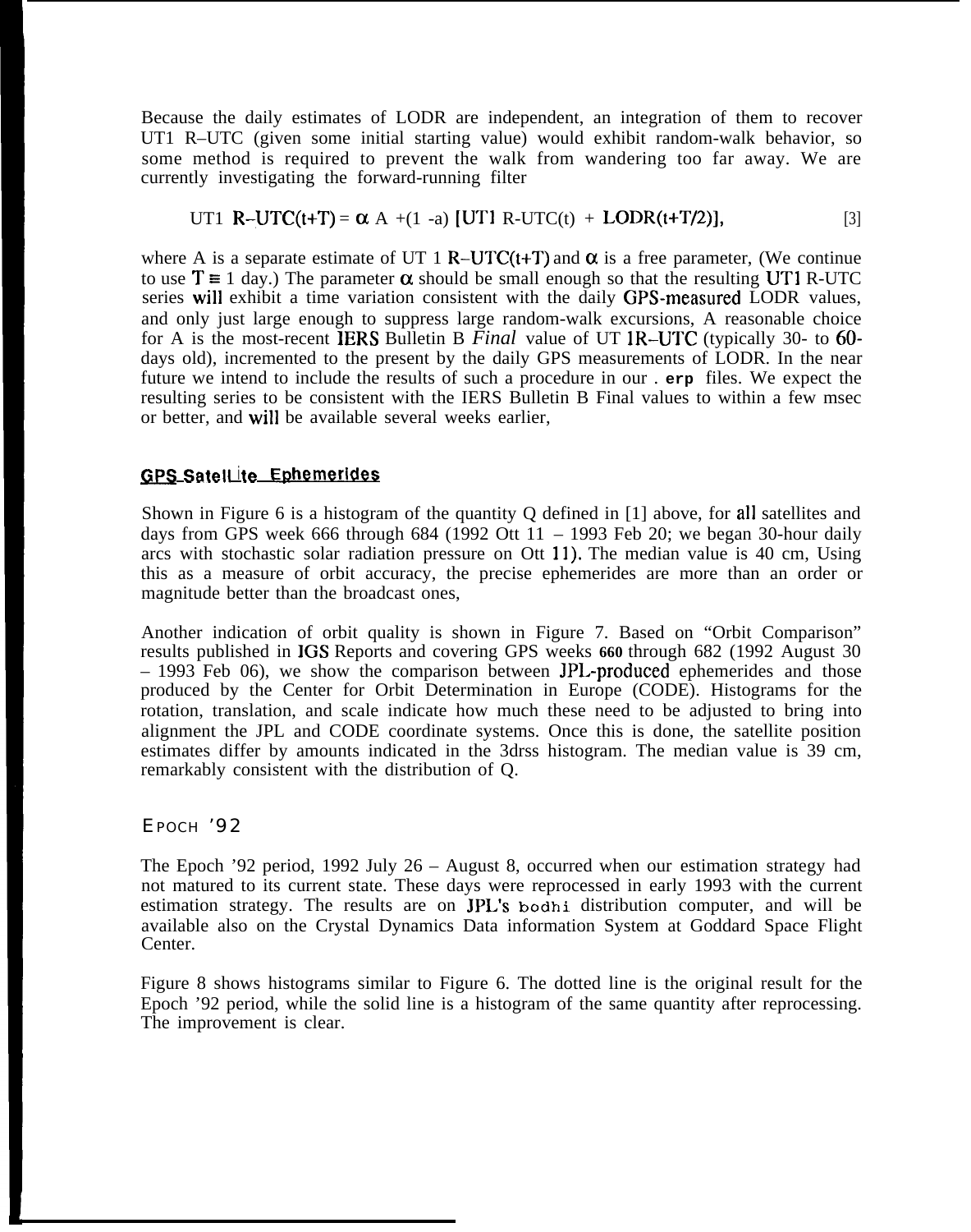Because the daily estimates of LODR are independent, an integration of them to recover UT1 R–UTC (given some initial starting value) would exhibit random-walk behavior, so some method is required to prevent the walk from wandering too far away. We are currently investigating the forward-running filter

$$\text{UT1 R–UTC}(t+T) = \alpha A + (1-\alpha)\,[\text{UT1 R-UTC}(t) + \text{LODR}(t+T/2)], \qquad [3]$$

where A is a separate estimate of UT 1 R–UTC(t+T) and $\alpha$ is a free parameter, (We continue to use $T \equiv 1$ day.) The parameter $\alpha$ should be small enough so that the resulting UT1 R-UTC series will exhibit a time variation consistent with the daily GPS-measured LODR values, and only just large enough to suppress large random-walk excursions, A reasonable choice for A is the most-recent IERS Bulletin B *Final* value of UT 1R–UTC (typically 30- to 60-days old), incremented to the present by the daily GPS measurements of LODR. In the near future we intend to include the results of such a procedure in our **.erp** files. We expect the resulting series to be consistent with the IERS Bulletin B Final values to within a few msec or better, and will be available several weeks earlier,

## GPS Satellite Ephemerides

Shown in Figure 6 is a histogram of the quantity Q defined in [1] above, for all satellites and days from GPS week 666 through 684 (1992 Ott 11 – 1993 Feb 20; we began 30-hour daily arcs with stochastic solar radiation pressure on Ott 11). The median value is 40 cm, Using this as a measure of orbit accuracy, the precise ephemerides are more than an order or magnitude better than the broadcast ones,

Another indication of orbit quality is shown in Figure 7. Based on “Orbit Comparison” results published in IGS Reports and covering GPS weeks **660** through 682 (1992 August 30 – 1993 Feb 06), we show the comparison between JPL-produced ephemerides and those produced by the Center for Orbit Determination in Europe (CODE). Histograms for the rotation, translation, and scale indicate how much these need to be adjusted to bring into alignment the JPL and CODE coordinate systems. Once this is done, the satellite position estimates differ by amounts indicated in the 3drss histogram. The median value is 39 cm, remarkably consistent with the distribution of Q.

## EPOCH ’92

The Epoch ’92 period, 1992 July 26 – August 8, occurred when our estimation strategy had not matured to its current state. These days were reprocessed in early 1993 with the current estimation strategy. The results are on JPL's bodhi distribution computer, and will be available also on the Crystal Dynamics Data information System at Goddard Space Flight Center.

Figure 8 shows histograms similar to Figure 6. The dotted line is the original result for the Epoch ’92 period, while the solid line is a histogram of the same quantity after reprocessing. The improvement is clear.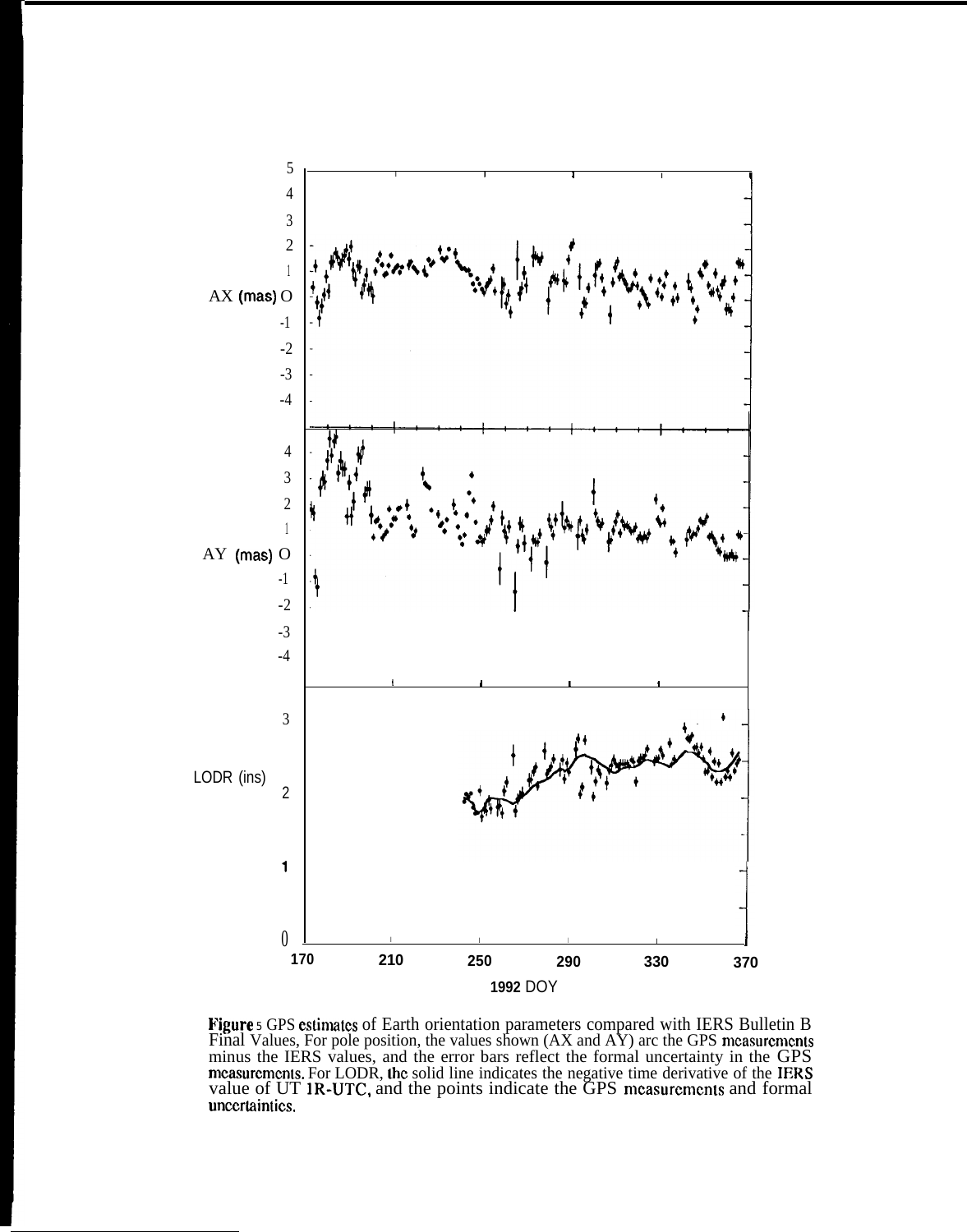**Figure 5** GPS estimates of Earth orientation parameters compared with IERS Bulletin B Final Values, For pole position, the values shown (AX and AY) are the GPS measurements minus the IERS values, and the error bars reflect the formal uncertainty in the GPS measurements. For LODR, the solid line indicates the negative time derivative of the IERS value of UT 1R-UTC, and the points indicate the GPS measurements and formal uncertainties.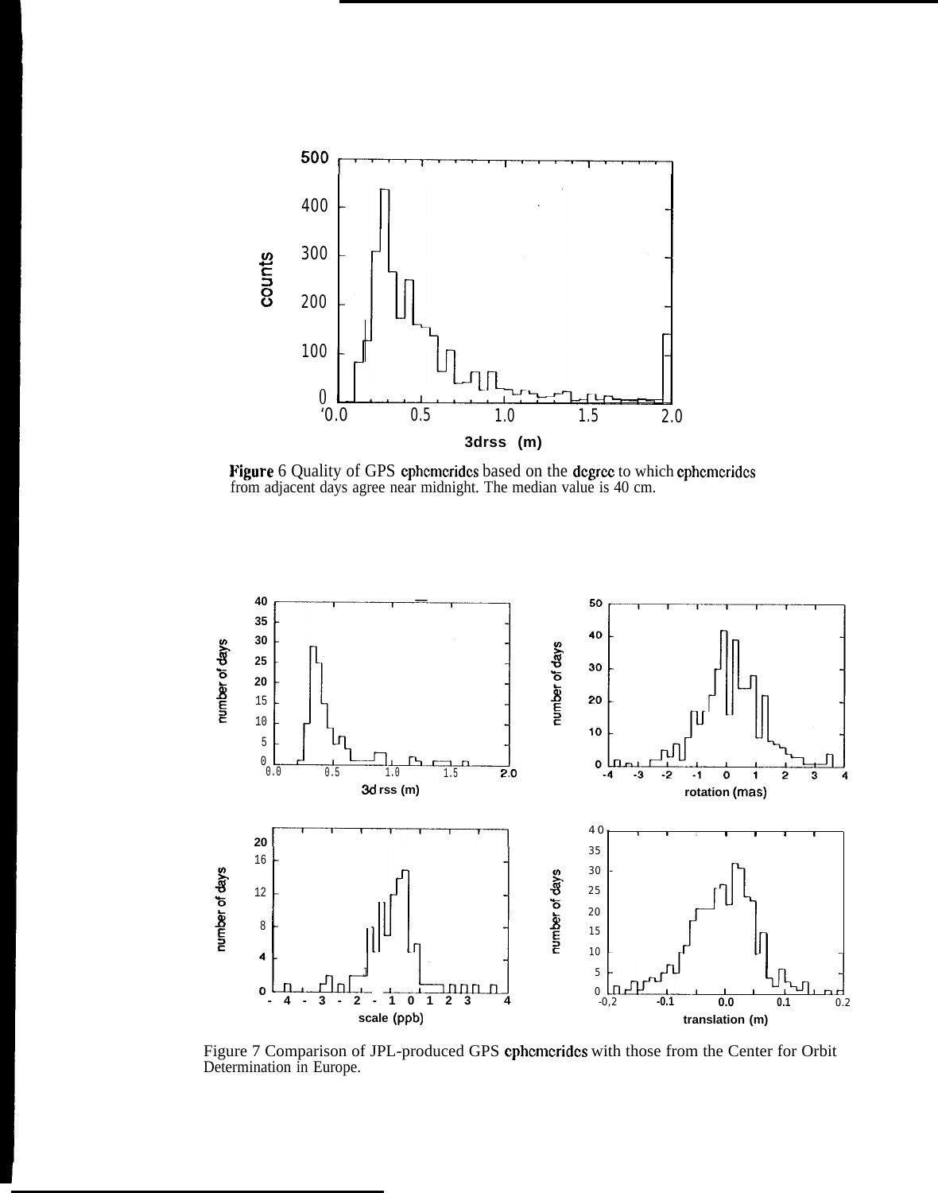Figure 6 Quality of GPS ephemerides based on the degree to which ephemerides from adjacent days agree near midnight. The median value is 40 cm.

Figure 7 Comparison of JPL-produced GPS ephemerides with those from the Center for Orbit Determination in Europe.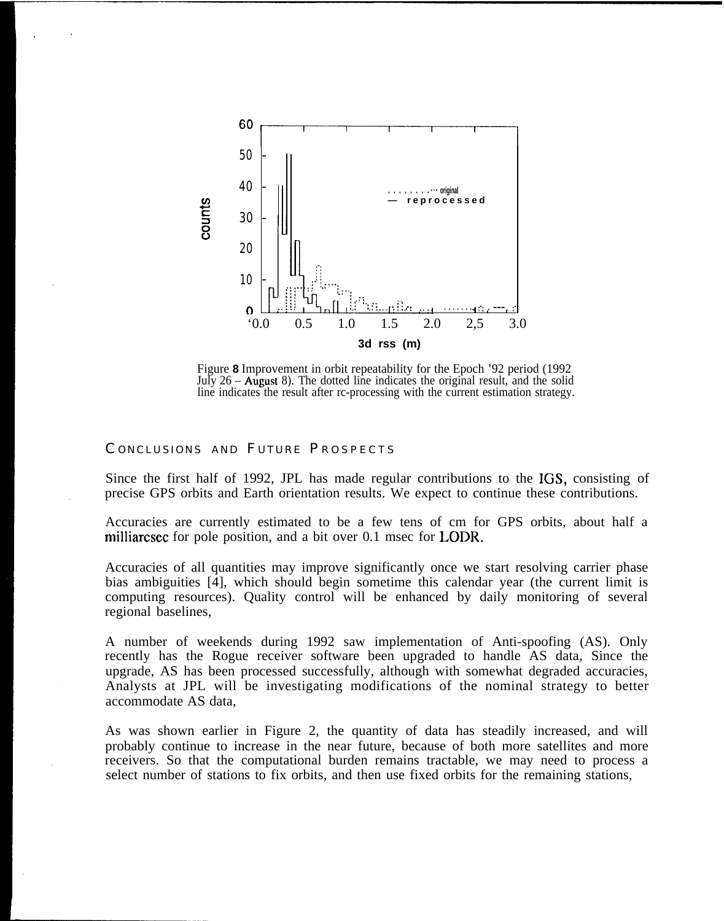Figure **8** Improvement in orbit repeatability for the Epoch '92 period (1992 July 26 – August 8). The dotted line indicates the original result, and the solid line indicates the result after rc-processing with the current estimation strategy.

## CONCLUSIONS AND FUTURE PROSPECTS

Since the first half of 1992, JPL has made regular contributions to the IGS, consisting of precise GPS orbits and Earth orientation results. We expect to continue these contributions.

Accuracies are currently estimated to be a few tens of cm for GPS orbits, about half a milliarcsec for pole position, and a bit over 0.1 msec for LODR.

Accuracies of all quantities may improve significantly once we start resolving carrier phase bias ambiguities [4], which should begin sometime this calendar year (the current limit is computing resources). Quality control will be enhanced by daily monitoring of several regional baselines,

A number of weekends during 1992 saw implementation of Anti-spoofing (AS). Only recently has the Rogue receiver software been upgraded to handle AS data, Since the upgrade, AS has been processed successfully, although with somewhat degraded accuracies, Analysts at JPL will be investigating modifications of the nominal strategy to better accommodate AS data,

As was shown earlier in Figure 2, the quantity of data has steadily increased, and will probably continue to increase in the near future, because of both more satellites and more receivers. So that the computational burden remains tractable, we may need to process a select number of stations to fix orbits, and then use fixed orbits for the remaining stations,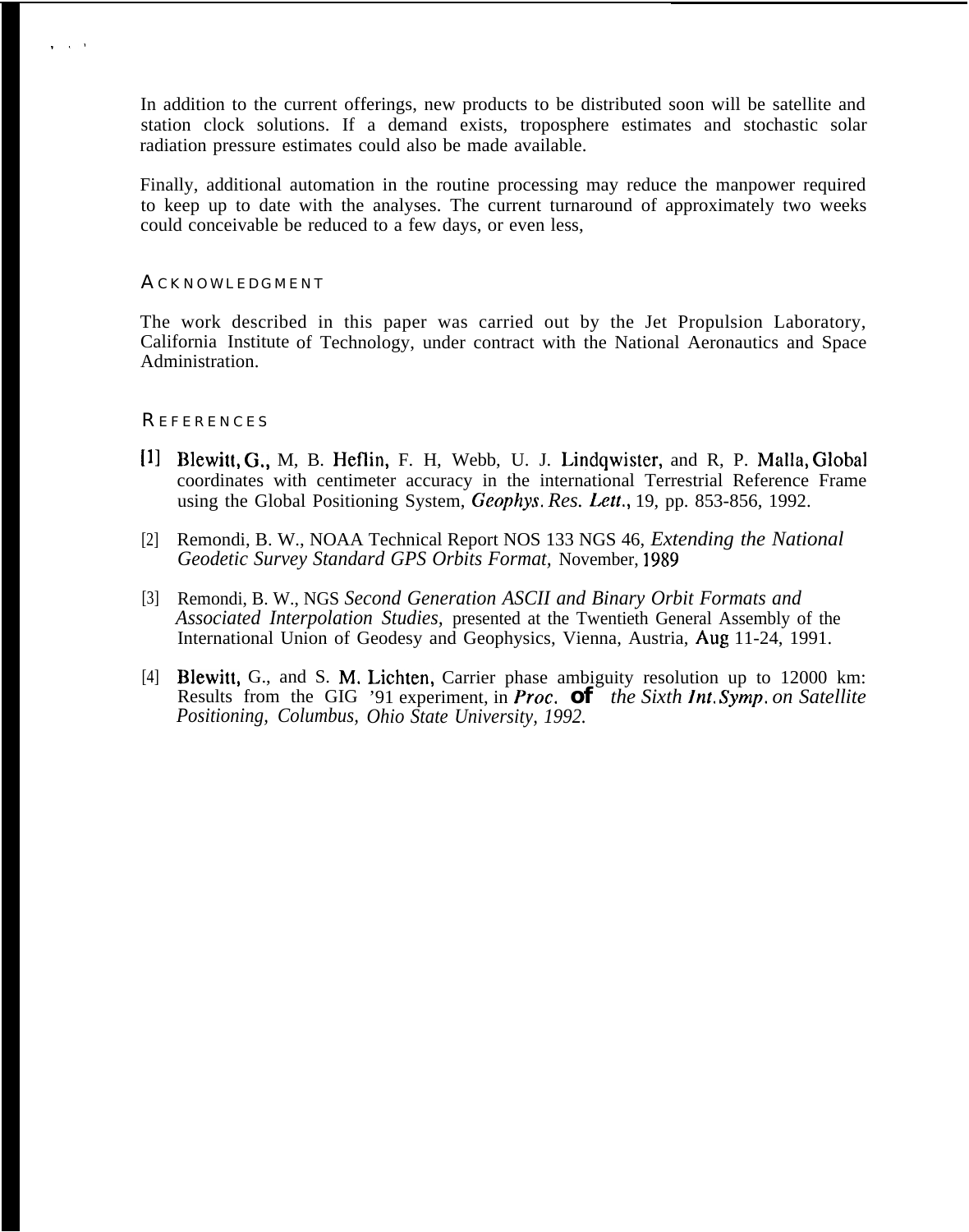In addition to the current offerings, new products to be distributed soon will be satellite and station clock solutions. If a demand exists, troposphere estimates and stochastic solar radiation pressure estimates could also be made available.

Finally, additional automation in the routine processing may reduce the manpower required to keep up to date with the analyses. The current turnaround of approximately two weeks could conceivable be reduced to a few days, or even less,

## ACKNOWLEDGMENT

The work described in this paper was carried out by the Jet Propulsion Laboratory, California Institute of Technology, under contract with the National Aeronautics and Space Administration.

## REFERENCES

[1] Blewitt, G., M, B. Heflin, F. H, Webb, U. J. Lindqwister, and R, P. Malla, Global coordinates with centimeter accuracy in the international Terrestrial Reference Frame using the Global Positioning System, *Geophys. Res. Lett.*, 19, pp. 853-856, 1992.

[2] Remondi, B. W., NOAA Technical Report NOS 133 NGS 46, *Extending the National Geodetic Survey Standard GPS Orbits Format,* November, 1989

[3] Remondi, B. W., NGS *Second Generation ASCII and Binary Orbit Formats and Associated Interpolation Studies,* presented at the Twentieth General Assembly of the International Union of Geodesy and Geophysics, Vienna, Austria, Aug 11-24, 1991.

[4] Blewitt, G., and S. M. Lichten, Carrier phase ambiguity resolution up to 12000 km: Results from the GIG '91 experiment, in *Proc. of the Sixth Int. Symp. on Satellite Positioning, Columbus, Ohio State University, 1992.*